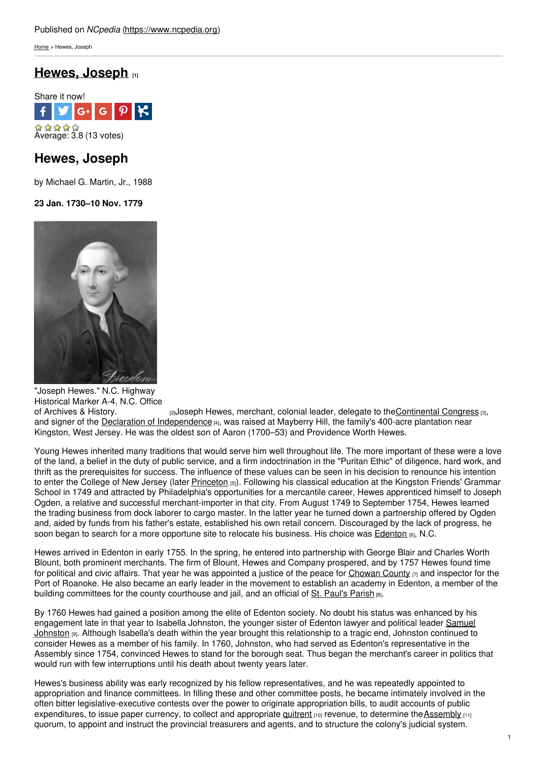Published on *NCpedia* (https://www.ncpedia.org)

Home > Hewes, Joseph

# Hewes, Joseph [1]

Share it now!

Average: 3.8 (13 votes)

## Hewes, Joseph

by Michael G. Martin, Jr., 1988

**23 Jan. 1730–10 Nov. 1779**

"Joseph Hewes." N.C. Highway Historical Marker A-4, N.C. Office of Archives & History. [2]

Joseph Hewes, merchant, colonial leader, delegate to the Continental Congress [3], and signer of the Declaration of Independence [4], was raised at Mayberry Hill, the family's 400-acre plantation near Kingston, West Jersey. He was the oldest son of Aaron (1700–53) and Providence Worth Hewes.

Young Hewes inherited many traditions that would serve him well throughout life. The more important of these were a love of the land, a belief in the duty of public service, and a firm indoctrination in the "Puritan Ethic" of diligence, hard work, and thrift as the prerequisites for success. The influence of these values can be seen in his decision to renounce his intention to enter the College of New Jersey (later Princeton [5]). Following his classical education at the Kingston Friends' Grammar School in 1749 and attracted by Philadelphia's opportunities for a mercantile career, Hewes apprenticed himself to Joseph Ogden, a relative and successful merchant-importer in that city. From August 1749 to September 1754, Hewes learned the trading business from dock laborer to cargo master. In the latter year he turned down a partnership offered by Ogden and, aided by funds from his father's estate, established his own retail concern. Discouraged by the lack of progress, he soon began to search for a more opportune site to relocate his business. His choice was Edenton [6], N.C.

Hewes arrived in Edenton in early 1755. In the spring, he entered into partnership with George Blair and Charles Worth Blount, both prominent merchants. The firm of Blount, Hewes and Company prospered, and by 1757 Hewes found time for political and civic affairs. That year he was appointed a justice of the peace for Chowan County [7] and inspector for the Port of Roanoke. He also became an early leader in the movement to establish an academy in Edenton, a member of the building committees for the county courthouse and jail, and an official of St. Paul's Parish [8].

By 1760 Hewes had gained a position among the elite of Edenton society. No doubt his status was enhanced by his engagement late in that year to Isabella Johnston, the younger sister of Edenton lawyer and political leader Samuel Johnston [9]. Although Isabella's death within the year brought this relationship to a tragic end, Johnston continued to consider Hewes as a member of his family. In 1760, Johnston, who had served as Edenton's representative in the Assembly since 1754, convinced Hewes to stand for the borough seat. Thus began the merchant's career in politics that would run with few interruptions until his death about twenty years later.

Hewes's business ability was early recognized by his fellow representatives, and he was repeatedly appointed to appropriation and finance committees. In filling these and other committee posts, he became intimately involved in the often bitter legislative-executive contests over the power to originate appropriation bills, to audit accounts of public expenditures, to issue paper currency, to collect and appropriate quitrent [10] revenue, to determine the Assembly [11] quorum, to appoint and instruct the provincial treasurers and agents, and to structure the colony's judicial system.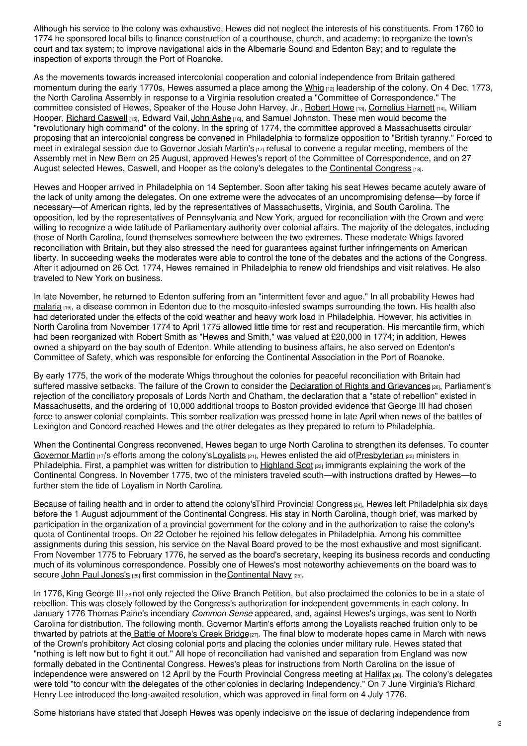Although his service to the colony was exhaustive, Hewes did not neglect the interests of his constituents. From 1760 to 1774 he sponsored local bills to finance construction of a courthouse, church, and academy; to reorganize the town's court and tax system; to improve navigational aids in the Albemarle Sound and Edenton Bay; and to regulate the inspection of exports through the Port of Roanoke.

As the movements towards increased intercolonial cooperation and colonial independence from Britain gathered momentum during the early 1770s, Hewes assumed a place among the Whig [12] leadership of the colony. On 4 Dec. 1773, the North Carolina Assembly in response to a Virginia resolution created a "Committee of Correspondence." The committee consisted of Hewes, Speaker of the House John Harvey, Jr., Robert Howe [13], Cornelius Harnett [14], William Hooper, Richard Caswell [15], Edward Vail, John Ashe [16], and Samuel Johnston. These men would become the "revolutionary high command" of the colony. In the spring of 1774, the committee approved a Massachusetts circular proposing that an intercolonial congress be convened in Philadelphia to formalize opposition to "British tyranny." Forced to meet in extralegal session due to Governor Josiah Martin's [17] refusal to convene a regular meeting, members of the Assembly met in New Bern on 25 August, approved Hewes's report of the Committee of Correspondence, and on 27 August selected Hewes, Caswell, and Hooper as the colony's delegates to the Continental Congress [18].

Hewes and Hooper arrived in Philadelphia on 14 September. Soon after taking his seat Hewes became acutely aware of the lack of unity among the delegates. On one extreme were the advocates of an uncompromising defense—by force if necessary—of American rights, led by the representatives of Massachusetts, Virginia, and South Carolina. The opposition, led by the representatives of Pennsylvania and New York, argued for reconciliation with the Crown and were willing to recognize a wide latitude of Parliamentary authority over colonial affairs. The majority of the delegates, including those of North Carolina, found themselves somewhere between the two extremes. These moderate Whigs favored reconciliation with Britain, but they also stressed the need for guarantees against further infringements on American liberty. In succeeding weeks the moderates were able to control the tone of the debates and the actions of the Congress. After it adjourned on 26 Oct. 1774, Hewes remained in Philadelphia to renew old friendships and visit relatives. He also traveled to New York on business.

In late November, he returned to Edenton suffering from an "intermittent fever and ague." In all probability Hewes had malaria [19], a disease common in Edenton due to the mosquito-infested swamps surrounding the town. His health also had deteriorated under the effects of the cold weather and heavy work load in Philadelphia. However, his activities in North Carolina from November 1774 to April 1775 allowed little time for rest and recuperation. His mercantile firm, which had been reorganized with Robert Smith as "Hewes and Smith," was valued at £20,000 in 1774; in addition, Hewes owned a shipyard on the bay south of Edenton. While attending to business affairs, he also served on Edenton's Committee of Safety, which was responsible for enforcing the Continental Association in the Port of Roanoke.

By early 1775, the work of the moderate Whigs throughout the colonies for peaceful reconciliation with Britain had suffered massive setbacks. The failure of the Crown to consider the Declaration of Rights and Grievances [20], Parliament's rejection of the conciliatory proposals of Lords North and Chatham, the declaration that a "state of rebellion" existed in Massachusetts, and the ordering of 10,000 additional troops to Boston provided evidence that George III had chosen force to answer colonial complaints. This somber realization was pressed home in late April when news of the battles of Lexington and Concord reached Hewes and the other delegates as they prepared to return to Philadelphia.

When the Continental Congress reconvened, Hewes began to urge North Carolina to strengthen its defenses. To counter Governor Martin [17]'s efforts among the colony's Loyalists [21], Hewes enlisted the aid of Presbyterian [22] ministers in Philadelphia. First, a pamphlet was written for distribution to Highland Scot [23] immigrants explaining the work of the Continental Congress. In November 1775, two of the ministers traveled south—with instructions drafted by Hewes—to further stem the tide of Loyalism in North Carolina.

Because of failing health and in order to attend the colony's Third Provincial Congress [24], Hewes left Philadelphia six days before the 1 August adjournment of the Continental Congress. His stay in North Carolina, though brief, was marked by participation in the organization of a provincial government for the colony and in the authorization to raise the colony's quota of Continental troops. On 22 October he rejoined his fellow delegates in Philadelphia. Among his committee assignments during this session, his service on the Naval Board proved to be the most exhaustive and most significant. From November 1775 to February 1776, he served as the board's secretary, keeping its business records and conducting much of its voluminous correspondence. Possibly one of Hewes's most noteworthy achievements on the board was to secure John Paul Jones's [25] first commission in the Continental Navy [25].

In 1776, King George III [26] not only rejected the Olive Branch Petition, but also proclaimed the colonies to be in a state of rebellion. This was closely followed by the Congress's authorization for independent governments in each colony. In January 1776 Thomas Paine's incendiary *Common Sense* appeared, and, against Hewes's urgings, was sent to North Carolina for distribution. The following month, Governor Martin's efforts among the Loyalists reached fruition only to be thwarted by patriots at the Battle of Moore's Creek Bridge [27]. The final blow to moderate hopes came in March with news of the Crown's prohibitory Act closing colonial ports and placing the colonies under military rule. Hewes stated that "nothing is left now but to fight it out." All hope of reconciliation had vanished and separation from England was now formally debated in the Continental Congress. Hewes's pleas for instructions from North Carolina on the issue of independence were answered on 12 April by the Fourth Provincial Congress meeting at Halifax [28]. The colony's delegates were told "to concur with the delegates of the other colonies in declaring Independency." On 7 June Virginia's Richard Henry Lee introduced the long-awaited resolution, which was approved in final form on 4 July 1776.

Some historians have stated that Joseph Hewes was openly indecisive on the issue of declaring independence from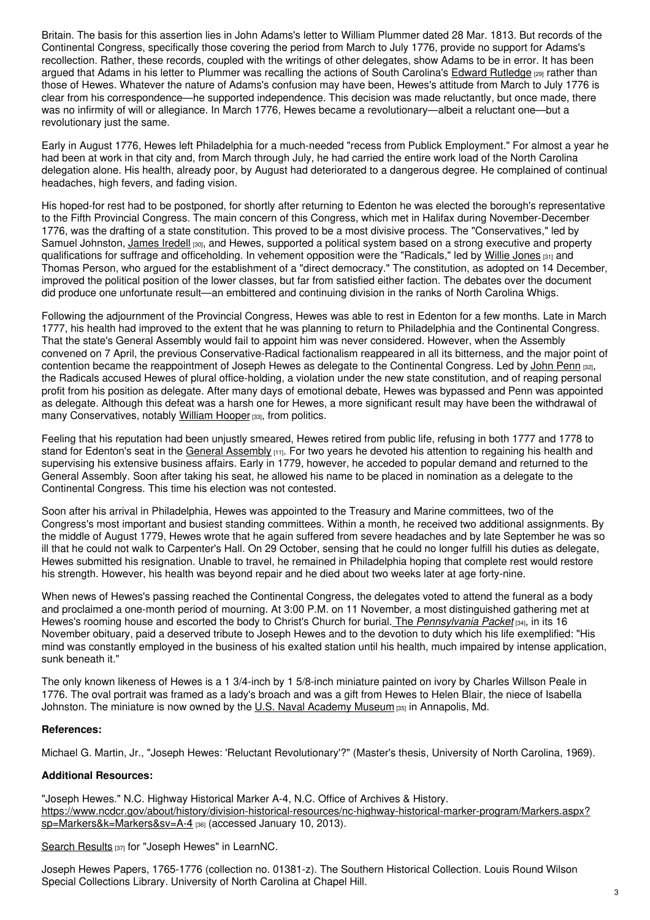Britain. The basis for this assertion lies in John Adams's letter to William Plummer dated 28 Mar. 1813. But records of the Continental Congress, specifically those covering the period from March to July 1776, provide no support for Adams's recollection. Rather, these records, coupled with the writings of other delegates, show Adams to be in error. It has been argued that Adams in his letter to Plummer was recalling the actions of South Carolina's Edward Rutledge [29] rather than those of Hewes. Whatever the nature of Adams's confusion may have been, Hewes's attitude from March to July 1776 is clear from his correspondence—he supported independence. This decision was made reluctantly, but once made, there was no infirmity of will or allegiance. In March 1776, Hewes became a revolutionary—albeit a reluctant one—but a revolutionary just the same.

Early in August 1776, Hewes left Philadelphia for a much-needed "recess from Publick Employment." For almost a year he had been at work in that city and, from March through July, he had carried the entire work load of the North Carolina delegation alone. His health, already poor, by August had deteriorated to a dangerous degree. He complained of continual headaches, high fevers, and fading vision.

His hoped-for rest had to be postponed, for shortly after returning to Edenton he was elected the borough's representative to the Fifth Provincial Congress. The main concern of this Congress, which met in Halifax during November-December 1776, was the drafting of a state constitution. This proved to be a most divisive process. The "Conservatives," led by Samuel Johnston, James Iredell [30], and Hewes, supported a political system based on a strong executive and property qualifications for suffrage and officeholding. In vehement opposition were the "Radicals," led by Willie Jones [31] and Thomas Person, who argued for the establishment of a "direct democracy." The constitution, as adopted on 14 December, improved the political position of the lower classes, but far from satisfied either faction. The debates over the document did produce one unfortunate result—an embittered and continuing division in the ranks of North Carolina Whigs.

Following the adjournment of the Provincial Congress, Hewes was able to rest in Edenton for a few months. Late in March 1777, his health had improved to the extent that he was planning to return to Philadelphia and the Continental Congress. That the state's General Assembly would fail to appoint him was never considered. However, when the Assembly convened on 7 April, the previous Conservative-Radical factionalism reappeared in all its bitterness, and the major point of contention became the reappointment of Joseph Hewes as delegate to the Continental Congress. Led by John Penn [32], the Radicals accused Hewes of plural office-holding, a violation under the new state constitution, and of reaping personal profit from his position as delegate. After many days of emotional debate, Hewes was bypassed and Penn was appointed as delegate. Although this defeat was a harsh one for Hewes, a more significant result may have been the withdrawal of many Conservatives, notably William Hooper [33], from politics.

Feeling that his reputation had been unjustly smeared, Hewes retired from public life, refusing in both 1777 and 1778 to stand for Edenton's seat in the General Assembly [11]. For two years he devoted his attention to regaining his health and supervising his extensive business affairs. Early in 1779, however, he acceded to popular demand and returned to the General Assembly. Soon after taking his seat, he allowed his name to be placed in nomination as a delegate to the Continental Congress. This time his election was not contested.

Soon after his arrival in Philadelphia, Hewes was appointed to the Treasury and Marine committees, two of the Congress's most important and busiest standing committees. Within a month, he received two additional assignments. By the middle of August 1779, Hewes wrote that he again suffered from severe headaches and by late September he was so ill that he could not walk to Carpenter's Hall. On 29 October, sensing that he could no longer fulfill his duties as delegate, Hewes submitted his resignation. Unable to travel, he remained in Philadelphia hoping that complete rest would restore his strength. However, his health was beyond repair and he died about two weeks later at age forty-nine.

When news of Hewes's passing reached the Continental Congress, the delegates voted to attend the funeral as a body and proclaimed a one-month period of mourning. At 3:00 P.M. on 11 November, a most distinguished gathering met at Hewes's rooming house and escorted the body to Christ's Church for burial. The *Pennsylvania Packet* [34], in its 16 November obituary, paid a deserved tribute to Joseph Hewes and to the devotion to duty which his life exemplified: "His mind was constantly employed in the business of his exalted station until his health, much impaired by intense application, sunk beneath it."

The only known likeness of Hewes is a 1 3/4-inch by 1 5/8-inch miniature painted on ivory by Charles Willson Peale in 1776. The oval portrait was framed as a lady's broach and was a gift from Hewes to Helen Blair, the niece of Isabella Johnston. The miniature is now owned by the U.S. Naval Academy Museum [35] in Annapolis, Md.

**References:**

Michael G. Martin, Jr., "Joseph Hewes: 'Reluctant Revolutionary'?" (Master's thesis, University of North Carolina, 1969).

**Additional Resources:**

"Joseph Hewes." N.C. Highway Historical Marker A-4, N.C. Office of Archives & History. https://www.ncdcr.gov/about/history/division-historical-resources/nc-highway-historical-marker-program/Markers.aspx?sp=Markers&k=Markers&sv=A-4 [36] (accessed January 10, 2013).

Search Results [37] for "Joseph Hewes" in LearnNC.

Joseph Hewes Papers, 1765-1776 (collection no. 01381-z). The Southern Historical Collection. Louis Round Wilson Special Collections Library. University of North Carolina at Chapel Hill.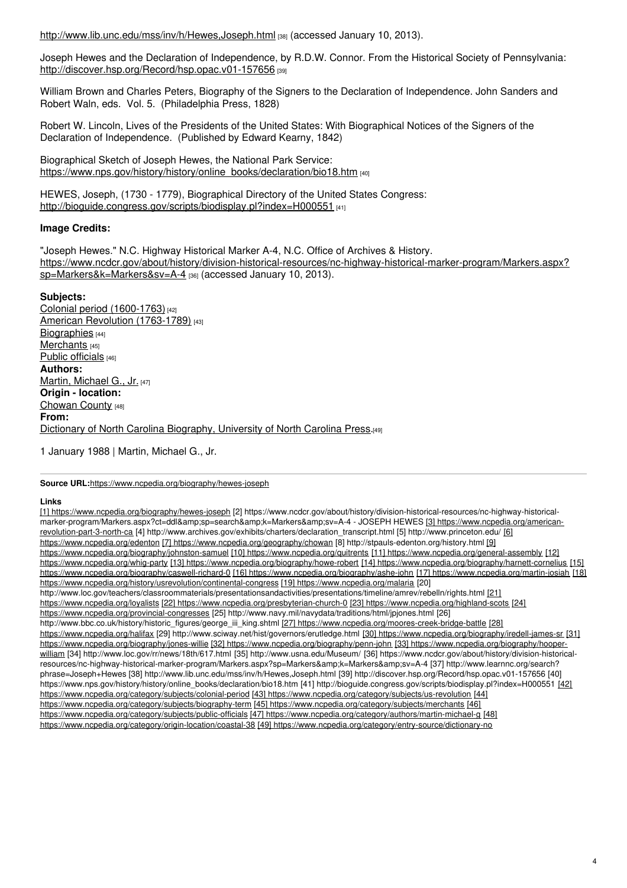http://www.lib.unc.edu/mss/inv/h/Hewes,Joseph.html [38] (accessed January 10, 2013).

Joseph Hewes and the Declaration of Independence, by R.D.W. Connor. From the Historical Society of Pennsylvania: http://discover.hsp.org/Record/hsp.opac.v01-157656 [39]

William Brown and Charles Peters, Biography of the Signers to the Declaration of Independence. John Sanders and Robert Waln, eds. Vol. 5. (Philadelphia Press, 1828)

Robert W. Lincoln, Lives of the Presidents of the United States: With Biographical Notices of the Signers of the Declaration of Independence. (Published by Edward Kearny, 1842)

Biographical Sketch of Joseph Hewes, the National Park Service: https://www.nps.gov/history/history/online_books/declaration/bio18.htm [40]

HEWES, Joseph, (1730 - 1779), Biographical Directory of the United States Congress: http://bioguide.congress.gov/scripts/biodisplay.pl?index=H000551 [41]

**Image Credits:**

"Joseph Hewes." N.C. Highway Historical Marker A-4, N.C. Office of Archives & History. https://www.ncdcr.gov/about/history/division-historical-resources/nc-highway-historical-marker-program/Markers.aspx?sp=Markers&k=Markers&sv=A-4 [36] (accessed January 10, 2013).

**Subjects:**
Colonial period (1600-1763) [42]
American Revolution (1763-1789) [43]
Biographies [44]
Merchants [45]
Public officials [46]
**Authors:**
Martin, Michael G., Jr. [47]
**Origin - location:**
Chowan County [48]
**From:**
Dictionary of North Carolina Biography, University of North Carolina Press.[49]

1 January 1988 | Martin, Michael G., Jr.

**Source URL:** https://www.ncpedia.org/biography/hewes-joseph

**Links**
[1] https://www.ncpedia.org/biography/hewes-joseph [2] https://www.ncdcr.gov/about/history/division-historical-resources/nc-highway-historical-marker-program/Markers.aspx?ct=ddl&amp;sp=search&amp;k=Markers&amp;sv=A-4 - JOSEPH HEWES [3] https://www.ncpedia.org/american-revolution-part-3-north-ca [4] http://www.archives.gov/exhibits/charters/declaration_transcript.html [5] http://www.princeton.edu/ [6] https://www.ncpedia.org/edenton [7] https://www.ncpedia.org/geography/chowan [8] http://stpauls-edenton.org/history.html [9] https://www.ncpedia.org/biography/johnston-samuel [10] https://www.ncpedia.org/quitrents [11] https://www.ncpedia.org/general-assembly [12] https://www.ncpedia.org/whig-party [13] https://www.ncpedia.org/biography/howe-robert [14] https://www.ncpedia.org/biography/harnett-cornelius [15] https://www.ncpedia.org/biography/caswell-richard-0 [16] https://www.ncpedia.org/biography/ashe-john [17] https://www.ncpedia.org/martin-josiah [18] https://www.ncpedia.org/history/usrevolution/continental-congress [19] https://www.ncpedia.org/malaria [20] http://www.loc.gov/teachers/classroommaterials/presentationsandactivities/presentations/timeline/amrev/rebelln/rights.html [21] https://www.ncpedia.org/loyalists [22] https://www.ncpedia.org/presbyterian-church-0 [23] https://www.ncpedia.org/highland-scots [24] https://www.ncpedia.org/provincial-congresses [25] http://www.navy.mil/navydata/traditions/html/jpjones.html [26] http://www.bbc.co.uk/history/historic_figures/george_iii_king.shtml [27] https://www.ncpedia.org/moores-creek-bridge-battle [28] https://www.ncpedia.org/halifax [29] http://www.sciway.net/hist/governors/erutledge.html [30] https://www.ncpedia.org/biography/iredell-james-sr [31] https://www.ncpedia.org/biography/jones-willie [32] https://www.ncpedia.org/biography/penn-john [33] https://www.ncpedia.org/biography/hooper-william [34] http://www.loc.gov/rr/news/18th/617.html [35] http://www.usna.edu/Museum/ [36] https://www.ncdcr.gov/about/history/division-historical-resources/nc-highway-historical-marker-program/Markers.aspx?sp=Markers&amp;k=Markers&amp;sv=A-4 [37] http://www.learnnc.org/search?phrase=Joseph+Hewes [38] http://www.lib.unc.edu/mss/inv/h/Hewes,Joseph.html [39] http://discover.hsp.org/Record/hsp.opac.v01-157656 [40] https://www.nps.gov/history/history/online_books/declaration/bio18.htm [41] http://bioguide.congress.gov/scripts/biodisplay.pl?index=H000551 [42] https://www.ncpedia.org/category/subjects/colonial-period [43] https://www.ncpedia.org/category/subjects/us-revolution [44] https://www.ncpedia.org/category/subjects/biography-term [45] https://www.ncpedia.org/category/subjects/merchants [46] https://www.ncpedia.org/category/subjects/public-officials [47] https://www.ncpedia.org/category/authors/martin-michael-g [48] https://www.ncpedia.org/category/origin-location/coastal-38 [49] https://www.ncpedia.org/category/entry-source/dictionary-no